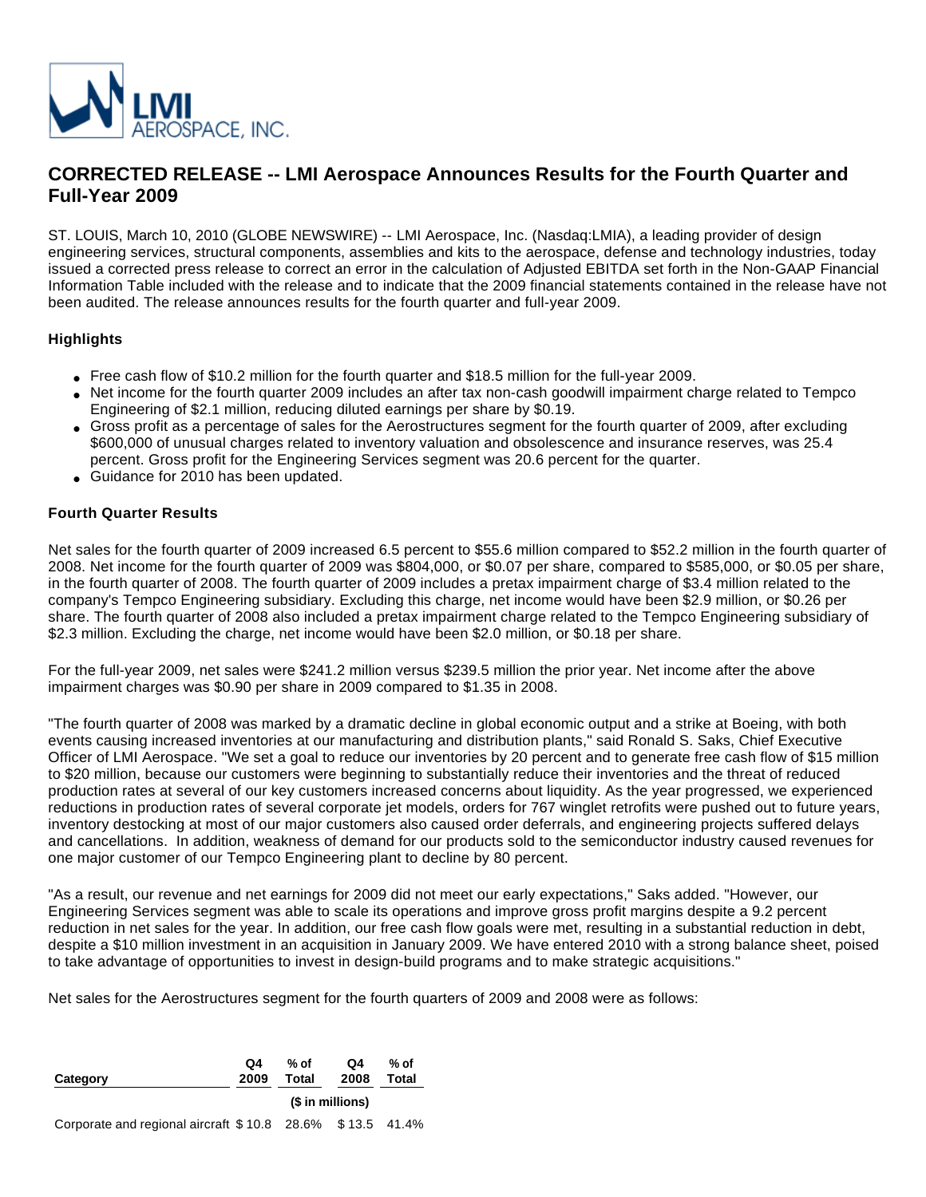# CORRECTED RELEASE -- LMI Aerospace Announces Results for the Fourth Quarter and Full-Year 2009

ST. LOUIS, March 10, 2010 (GLOBE NEWSWIRE) -- LMI Aerospace, Inc. (Nasdaq:LMIA), a leading provider of design engineering services, structural components, assemblies and kits to the aerospace, defense and technology industries, today issued a corrected press release to correct an error in the calculation of Adjusted EBITDA set forth in the Non-GAAP Financial Information Table included with the release and to indicate that the 2009 financial statements contained in the release have not been audited. The release announces results for the fourth quarter and full-year 2009.

### Highlights

- Free cash flow of $10.2 million for the fourth quarter and $18.5 million for the full-year 2009.
- Net income for the fourth quarter 2009 includes an after tax non-cash goodwill impairment charge related to Tempco Engineering of $2.1 million, reducing diluted earnings per share by $0.19.
- Gross profit as a percentage of sales for the Aerostructures segment for the fourth quarter of 2009, after excluding $600,000 of unusual charges related to inventory valuation and obsolescence and insurance reserves, was 25.4 percent. Gross profit for the Engineering Services segment was 20.6 percent for the quarter.
- Guidance for 2010 has been updated.

### Fourth Quarter Results

Net sales for the fourth quarter of 2009 increased 6.5 percent to $55.6 million compared to $52.2 million in the fourth quarter of 2008. Net income for the fourth quarter of 2009 was $804,000, or $0.07 per share, compared to $585,000, or $0.05 per share, in the fourth quarter of 2008. The fourth quarter of 2009 includes a pretax impairment charge of $3.4 million related to the company's Tempco Engineering subsidiary. Excluding this charge, net income would have been $2.9 million, or $0.26 per share. The fourth quarter of 2008 also included a pretax impairment charge related to the Tempco Engineering subsidiary of $2.3 million. Excluding the charge, net income would have been $2.0 million, or $0.18 per share.

For the full-year 2009, net sales were $241.2 million versus $239.5 million the prior year. Net income after the above impairment charges was $0.90 per share in 2009 compared to $1.35 in 2008.

"The fourth quarter of 2008 was marked by a dramatic decline in global economic output and a strike at Boeing, with both events causing increased inventories at our manufacturing and distribution plants," said Ronald S. Saks, Chief Executive Officer of LMI Aerospace. "We set a goal to reduce our inventories by 20 percent and to generate free cash flow of $15 million to $20 million, because our customers were beginning to substantially reduce their inventories and the threat of reduced production rates at several of our key customers increased concerns about liquidity. As the year progressed, we experienced reductions in production rates of several corporate jet models, orders for 767 winglet retrofits were pushed out to future years, inventory destocking at most of our major customers also caused order deferrals, and engineering projects suffered delays and cancellations. In addition, weakness of demand for our products sold to the semiconductor industry caused revenues for one major customer of our Tempco Engineering plant to decline by 80 percent.

"As a result, our revenue and net earnings for 2009 did not meet our early expectations," Saks added. "However, our Engineering Services segment was able to scale its operations and improve gross profit margins despite a 9.2 percent reduction in net sales for the year. In addition, our free cash flow goals were met, resulting in a substantial reduction in debt, despite a $10 million investment in an acquisition in January 2009. We have entered 2010 with a strong balance sheet, poised to take advantage of opportunities to invest in design-build programs and to make strategic acquisitions."

Net sales for the Aerostructures segment for the fourth quarters of 2009 and 2008 were as follows:

| Category | Q4 2009 | % of Total | Q4 2008 | % of Total |
|---|---|---|---|---|
| | ($ in millions) | | | |
| Corporate and regional aircraft | $ 10.8 | 28.6% | $ 13.5 | 41.4% |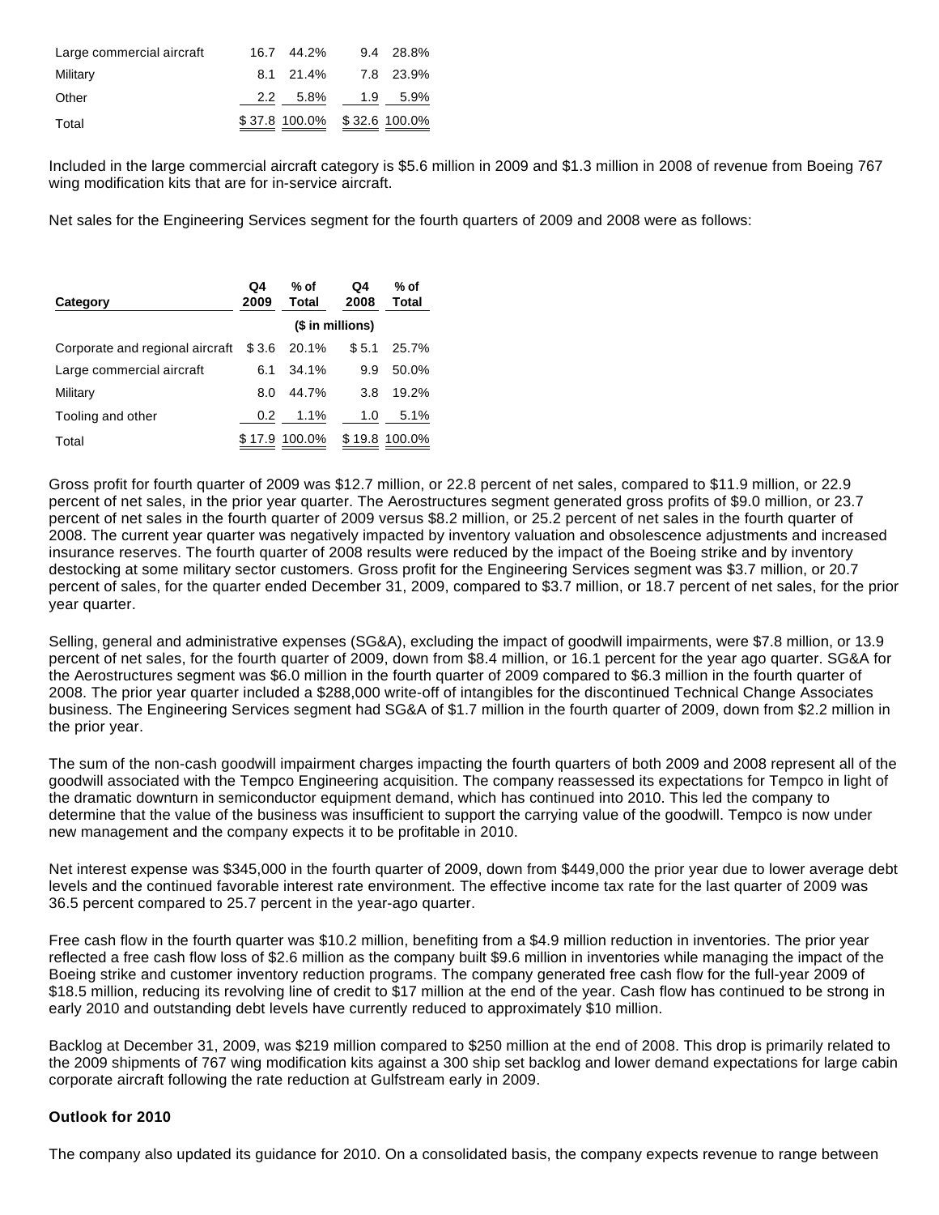| | | | | |
|---|---|---|---|---|
| Large commercial aircraft | 16.7 | 44.2% | 9.4 | 28.8% |
| Military | 8.1 | 21.4% | 7.8 | 23.9% |
| Other | 2.2 | 5.8% | 1.9 | 5.9% |
| Total | $ 37.8 | 100.0% | $ 32.6 | 100.0% |

Included in the large commercial aircraft category is $5.6 million in 2009 and $1.3 million in 2008 of revenue from Boeing 767 wing modification kits that are for in-service aircraft.

Net sales for the Engineering Services segment for the fourth quarters of 2009 and 2008 were as follows:

| Category | Q4 2009 | % of Total | Q4 2008 | % of Total |
|---|---|---|---|---|
| | ($ in millions) | | | |
| Corporate and regional aircraft | $ 3.6 | 20.1% | $ 5.1 | 25.7% |
| Large commercial aircraft | 6.1 | 34.1% | 9.9 | 50.0% |
| Military | 8.0 | 44.7% | 3.8 | 19.2% |
| Tooling and other | 0.2 | 1.1% | 1.0 | 5.1% |
| Total | $ 17.9 | 100.0% | $ 19.8 | 100.0% |

Gross profit for fourth quarter of 2009 was $12.7 million, or 22.8 percent of net sales, compared to $11.9 million, or 22.9 percent of net sales, in the prior year quarter. The Aerostructures segment generated gross profits of $9.0 million, or 23.7 percent of net sales in the fourth quarter of 2009 versus $8.2 million, or 25.2 percent of net sales in the fourth quarter of 2008. The current year quarter was negatively impacted by inventory valuation and obsolescence adjustments and increased insurance reserves. The fourth quarter of 2008 results were reduced by the impact of the Boeing strike and by inventory destocking at some military sector customers. Gross profit for the Engineering Services segment was $3.7 million, or 20.7 percent of sales, for the quarter ended December 31, 2009, compared to $3.7 million, or 18.7 percent of net sales, for the prior year quarter.

Selling, general and administrative expenses (SG&A), excluding the impact of goodwill impairments, were $7.8 million, or 13.9 percent of net sales, for the fourth quarter of 2009, down from $8.4 million, or 16.1 percent for the year ago quarter. SG&A for the Aerostructures segment was $6.0 million in the fourth quarter of 2009 compared to $6.3 million in the fourth quarter of 2008. The prior year quarter included a $288,000 write-off of intangibles for the discontinued Technical Change Associates business. The Engineering Services segment had SG&A of $1.7 million in the fourth quarter of 2009, down from $2.2 million in the prior year.

The sum of the non-cash goodwill impairment charges impacting the fourth quarters of both 2009 and 2008 represent all of the goodwill associated with the Tempco Engineering acquisition. The company reassessed its expectations for Tempco in light of the dramatic downturn in semiconductor equipment demand, which has continued into 2010. This led the company to determine that the value of the business was insufficient to support the carrying value of the goodwill. Tempco is now under new management and the company expects it to be profitable in 2010.

Net interest expense was $345,000 in the fourth quarter of 2009, down from $449,000 the prior year due to lower average debt levels and the continued favorable interest rate environment. The effective income tax rate for the last quarter of 2009 was 36.5 percent compared to 25.7 percent in the year-ago quarter.

Free cash flow in the fourth quarter was $10.2 million, benefiting from a $4.9 million reduction in inventories. The prior year reflected a free cash flow loss of $2.6 million as the company built $9.6 million in inventories while managing the impact of the Boeing strike and customer inventory reduction programs. The company generated free cash flow for the full-year 2009 of $18.5 million, reducing its revolving line of credit to $17 million at the end of the year. Cash flow has continued to be strong in early 2010 and outstanding debt levels have currently reduced to approximately $10 million.

Backlog at December 31, 2009, was $219 million compared to $250 million at the end of 2008. This drop is primarily related to the 2009 shipments of 767 wing modification kits against a 300 ship set backlog and lower demand expectations for large cabin corporate aircraft following the rate reduction at Gulfstream early in 2009.

**Outlook for 2010**

The company also updated its guidance for 2010. On a consolidated basis, the company expects revenue to range between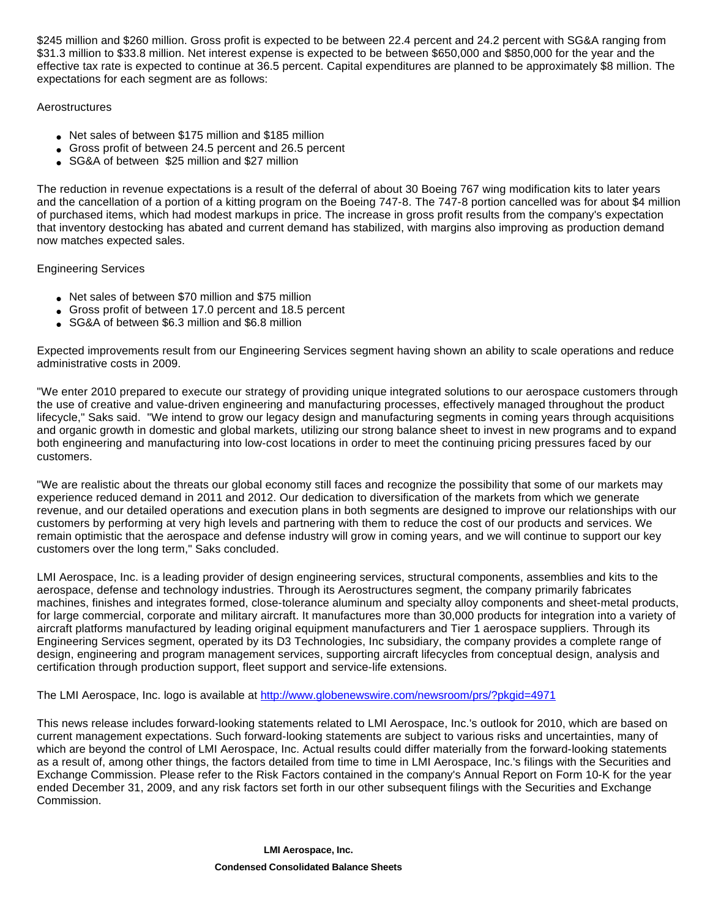$245 million and $260 million. Gross profit is expected to be between 22.4 percent and 24.2 percent with SG&A ranging from $31.3 million to $33.8 million. Net interest expense is expected to be between $650,000 and $850,000 for the year and the effective tax rate is expected to continue at 36.5 percent. Capital expenditures are planned to be approximately $8 million. The expectations for each segment are as follows:

Aerostructures

- Net sales of between $175 million and $185 million
- Gross profit of between 24.5 percent and 26.5 percent
- SG&A of between $25 million and $27 million

The reduction in revenue expectations is a result of the deferral of about 30 Boeing 767 wing modification kits to later years and the cancellation of a portion of a kitting program on the Boeing 747-8. The 747-8 portion cancelled was for about $4 million of purchased items, which had modest markups in price. The increase in gross profit results from the company's expectation that inventory destocking has abated and current demand has stabilized, with margins also improving as production demand now matches expected sales.

Engineering Services

- Net sales of between $70 million and $75 million
- Gross profit of between 17.0 percent and 18.5 percent
- SG&A of between $6.3 million and $6.8 million

Expected improvements result from our Engineering Services segment having shown an ability to scale operations and reduce administrative costs in 2009.

"We enter 2010 prepared to execute our strategy of providing unique integrated solutions to our aerospace customers through the use of creative and value-driven engineering and manufacturing processes, effectively managed throughout the product lifecycle," Saks said. "We intend to grow our legacy design and manufacturing segments in coming years through acquisitions and organic growth in domestic and global markets, utilizing our strong balance sheet to invest in new programs and to expand both engineering and manufacturing into low-cost locations in order to meet the continuing pricing pressures faced by our customers.

"We are realistic about the threats our global economy still faces and recognize the possibility that some of our markets may experience reduced demand in 2011 and 2012. Our dedication to diversification of the markets from which we generate revenue, and our detailed operations and execution plans in both segments are designed to improve our relationships with our customers by performing at very high levels and partnering with them to reduce the cost of our products and services. We remain optimistic that the aerospace and defense industry will grow in coming years, and we will continue to support our key customers over the long term," Saks concluded.

LMI Aerospace, Inc. is a leading provider of design engineering services, structural components, assemblies and kits to the aerospace, defense and technology industries. Through its Aerostructures segment, the company primarily fabricates machines, finishes and integrates formed, close-tolerance aluminum and specialty alloy components and sheet-metal products, for large commercial, corporate and military aircraft. It manufactures more than 30,000 products for integration into a variety of aircraft platforms manufactured by leading original equipment manufacturers and Tier 1 aerospace suppliers. Through its Engineering Services segment, operated by its D3 Technologies, Inc subsidiary, the company provides a complete range of design, engineering and program management services, supporting aircraft lifecycles from conceptual design, analysis and certification through production support, fleet support and service-life extensions.

The LMI Aerospace, Inc. logo is available at http://www.globenewswire.com/newsroom/prs/?pkgid=4971

This news release includes forward-looking statements related to LMI Aerospace, Inc.'s outlook for 2010, which are based on current management expectations. Such forward-looking statements are subject to various risks and uncertainties, many of which are beyond the control of LMI Aerospace, Inc. Actual results could differ materially from the forward-looking statements as a result of, among other things, the factors detailed from time to time in LMI Aerospace, Inc.'s filings with the Securities and Exchange Commission. Please refer to the Risk Factors contained in the company's Annual Report on Form 10-K for the year ended December 31, 2009, and any risk factors set forth in our other subsequent filings with the Securities and Exchange Commission.

**LMI Aerospace, Inc.**

**Condensed Consolidated Balance Sheets**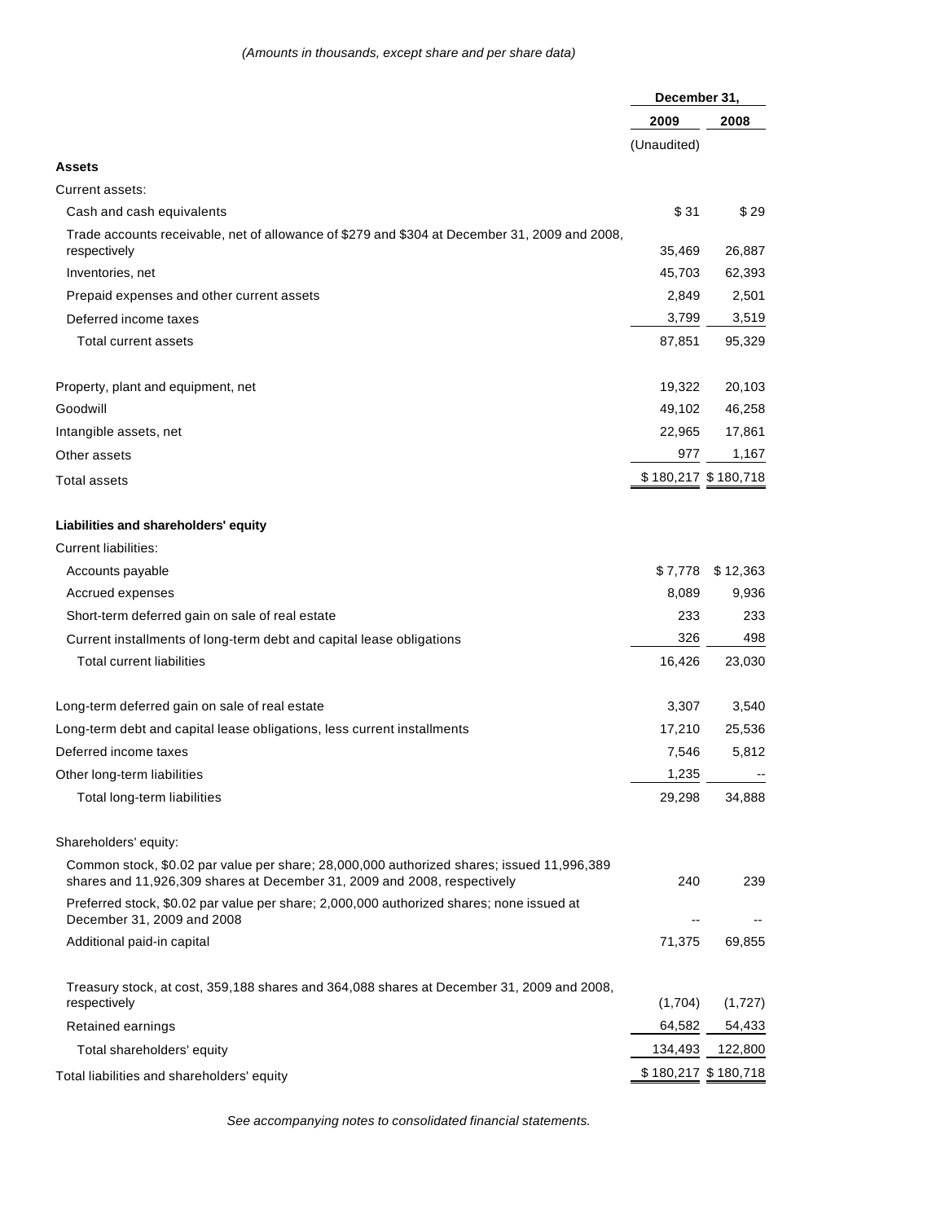*(Amounts in thousands, except share and per share data)*

| | December 31, | |
|---|---|---|
| | 2009 | 2008 |
| | (Unaudited) | |
| **Assets** | | |
| Current assets: | | |
| Cash and cash equivalents | $ 31 | $ 29 |
| Trade accounts receivable, net of allowance of $279 and $304 at December 31, 2009 and 2008, respectively | 35,469 | 26,887 |
| Inventories, net | 45,703 | 62,393 |
| Prepaid expenses and other current assets | 2,849 | 2,501 |
| Deferred income taxes | 3,799 | 3,519 |
| Total current assets | 87,851 | 95,329 |
| | | |
| Property, plant and equipment, net | 19,322 | 20,103 |
| Goodwill | 49,102 | 46,258 |
| Intangible assets, net | 22,965 | 17,861 |
| Other assets | 977 | 1,167 |
| Total assets | $ 180,217 | $ 180,718 |
| | | |
| **Liabilities and shareholders' equity** | | |
| Current liabilities: | | |
| Accounts payable | $ 7,778 | $ 12,363 |
| Accrued expenses | 8,089 | 9,936 |
| Short-term deferred gain on sale of real estate | 233 | 233 |
| Current installments of long-term debt and capital lease obligations | 326 | 498 |
| Total current liabilities | 16,426 | 23,030 |
| | | |
| Long-term deferred gain on sale of real estate | 3,307 | 3,540 |
| Long-term debt and capital lease obligations, less current installments | 17,210 | 25,536 |
| Deferred income taxes | 7,546 | 5,812 |
| Other long-term liabilities | 1,235 | -- |
| Total long-term liabilities | 29,298 | 34,888 |
| | | |
| Shareholders' equity: | | |
| Common stock, $0.02 par value per share; 28,000,000 authorized shares; issued 11,996,389 shares and 11,926,309 shares at December 31, 2009 and 2008, respectively | 240 | 239 |
| Preferred stock, $0.02 par value per share; 2,000,000 authorized shares; none issued at December 31, 2009 and 2008 | -- | -- |
| Additional paid-in capital | 71,375 | 69,855 |
| | | |
| Treasury stock, at cost, 359,188 shares and 364,088 shares at December 31, 2009 and 2008, respectively | (1,704) | (1,727) |
| Retained earnings | 64,582 | 54,433 |
| Total shareholders' equity | 134,493 | 122,800 |
| Total liabilities and shareholders' equity | $ 180,217 | $ 180,718 |

*See accompanying notes to consolidated financial statements.*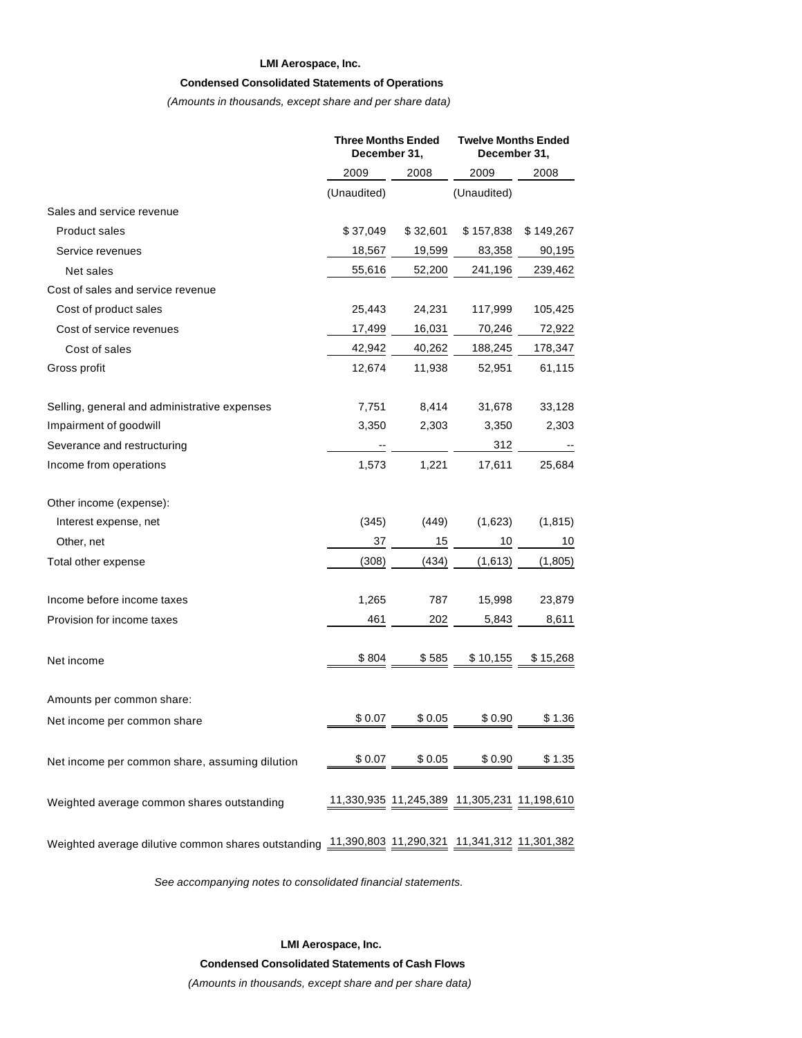**LMI Aerospace, Inc.**

**Condensed Consolidated Statements of Operations**

*(Amounts in thousands, except share and per share data)*

| | Three Months Ended December 31, | | Twelve Months Ended December 31, | |
|---|---|---|---|---|
| | 2009 | 2008 | 2009 | 2008 |
| | (Unaudited) | | (Unaudited) | |
| Sales and service revenue | | | | |
| Product sales | $ 37,049 | $ 32,601 | $ 157,838 | $ 149,267 |
| Service revenues | 18,567 | 19,599 | 83,358 | 90,195 |
| Net sales | 55,616 | 52,200 | 241,196 | 239,462 |
| Cost of sales and service revenue | | | | |
| Cost of product sales | 25,443 | 24,231 | 117,999 | 105,425 |
| Cost of service revenues | 17,499 | 16,031 | 70,246 | 72,922 |
| Cost of sales | 42,942 | 40,262 | 188,245 | 178,347 |
| Gross profit | 12,674 | 11,938 | 52,951 | 61,115 |
| Selling, general and administrative expenses | 7,751 | 8,414 | 31,678 | 33,128 |
| Impairment of goodwill | 3,350 | 2,303 | 3,350 | 2,303 |
| Severance and restructuring | -- | | 312 | -- |
| Income from operations | 1,573 | 1,221 | 17,611 | 25,684 |
| Other income (expense): | | | | |
| Interest expense, net | (345) | (449) | (1,623) | (1,815) |
| Other, net | 37 | 15 | 10 | 10 |
| Total other expense | (308) | (434) | (1,613) | (1,805) |
| Income before income taxes | 1,265 | 787 | 15,998 | 23,879 |
| Provision for income taxes | 461 | 202 | 5,843 | 8,611 |
| Net income | $ 804 | $ 585 | $ 10,155 | $ 15,268 |
| Amounts per common share: | | | | |
| Net income per common share | $ 0.07 | $ 0.05 | $ 0.90 | $ 1.36 |
| Net income per common share, assuming dilution | $ 0.07 | $ 0.05 | $ 0.90 | $ 1.35 |
| Weighted average common shares outstanding | 11,330,935 | 11,245,389 | 11,305,231 | 11,198,610 |
| Weighted average dilutive common shares outstanding | 11,390,803 | 11,290,321 | 11,341,312 | 11,301,382 |

*See accompanying notes to consolidated financial statements.*

**LMI Aerospace, Inc.**

**Condensed Consolidated Statements of Cash Flows**

*(Amounts in thousands, except share and per share data)*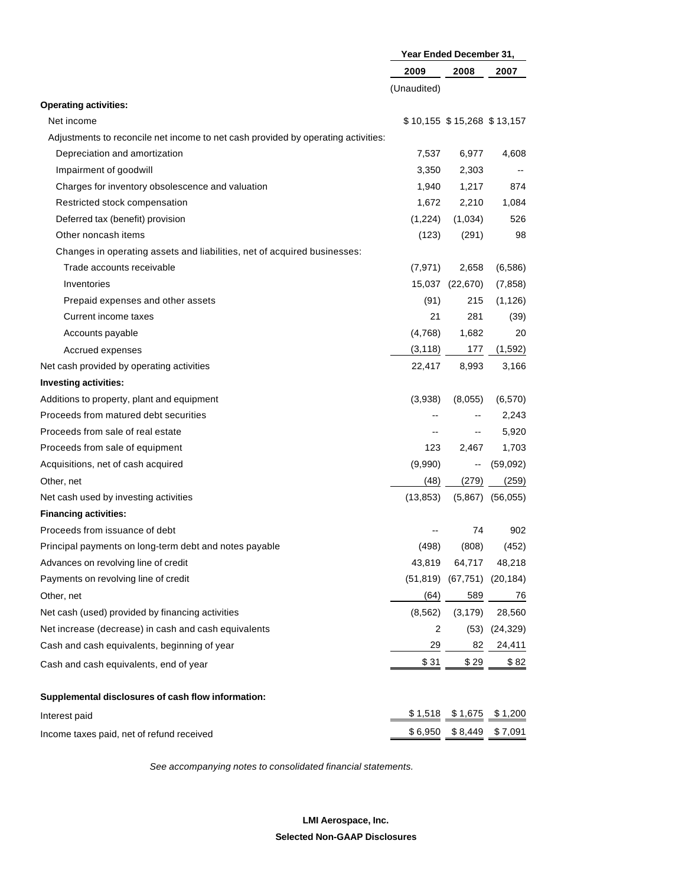| | Year Ended December 31, | | |
|---|---|---|---|
| | 2009 | 2008 | 2007 |
| | (Unaudited) | | |
| **Operating activities:** | | | |
| Net income | $ 10,155 | $ 15,268 | $ 13,157 |
| Adjustments to reconcile net income to net cash provided by operating activities: | | | |
| Depreciation and amortization | 7,537 | 6,977 | 4,608 |
| Impairment of goodwill | 3,350 | 2,303 | -- |
| Charges for inventory obsolescence and valuation | 1,940 | 1,217 | 874 |
| Restricted stock compensation | 1,672 | 2,210 | 1,084 |
| Deferred tax (benefit) provision | (1,224) | (1,034) | 526 |
| Other noncash items | (123) | (291) | 98 |
| Changes in operating assets and liabilities, net of acquired businesses: | | | |
| Trade accounts receivable | (7,971) | 2,658 | (6,586) |
| Inventories | 15,037 | (22,670) | (7,858) |
| Prepaid expenses and other assets | (91) | 215 | (1,126) |
| Current income taxes | 21 | 281 | (39) |
| Accounts payable | (4,768) | 1,682 | 20 |
| Accrued expenses | (3,118) | 177 | (1,592) |
| Net cash provided by operating activities | 22,417 | 8,993 | 3,166 |
| **Investing activities:** | | | |
| Additions to property, plant and equipment | (3,938) | (8,055) | (6,570) |
| Proceeds from matured debt securities | -- | -- | 2,243 |
| Proceeds from sale of real estate | -- | -- | 5,920 |
| Proceeds from sale of equipment | 123 | 2,467 | 1,703 |
| Acquisitions, net of cash acquired | (9,990) | -- | (59,092) |
| Other, net | (48) | (279) | (259) |
| Net cash used by investing activities | (13,853) | (5,867) | (56,055) |
| **Financing activities:** | | | |
| Proceeds from issuance of debt | -- | 74 | 902 |
| Principal payments on long-term debt and notes payable | (498) | (808) | (452) |
| Advances on revolving line of credit | 43,819 | 64,717 | 48,218 |
| Payments on revolving line of credit | (51,819) | (67,751) | (20,184) |
| Other, net | (64) | 589 | 76 |
| Net cash (used) provided by financing activities | (8,562) | (3,179) | 28,560 |
| Net increase (decrease) in cash and cash equivalents | 2 | (53) | (24,329) |
| Cash and cash equivalents, beginning of year | 29 | 82 | 24,411 |
| Cash and cash equivalents, end of year | $ 31 | $ 29 | $ 82 |
| | | | |
| **Supplemental disclosures of cash flow information:** | | | |
| Interest paid | $ 1,518 | $ 1,675 | $ 1,200 |
| Income taxes paid, net of refund received | $ 6,950 | $ 8,449 | $ 7,091 |

*See accompanying notes to consolidated financial statements.*

**LMI Aerospace, Inc.**

**Selected Non-GAAP Disclosures**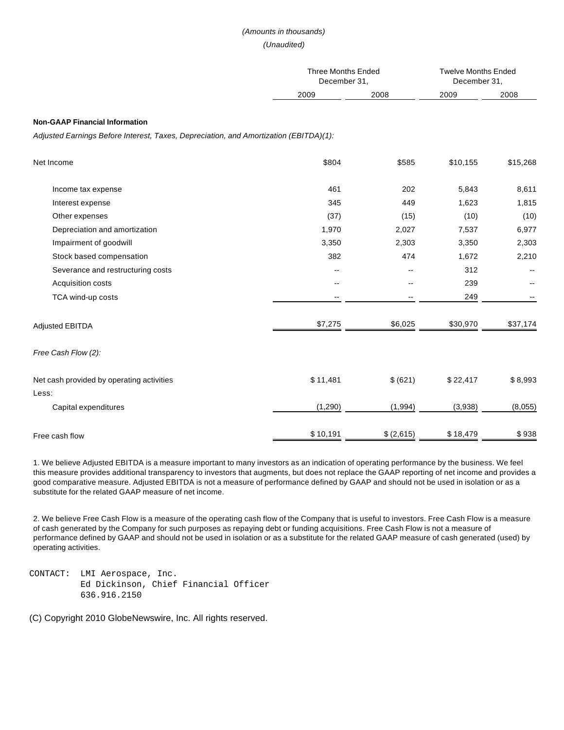*(Amounts in thousands)*

*(Unaudited)*

| | Three Months Ended December 31, | | Twelve Months Ended December 31, | |
|---|---|---|---|---|
| | 2009 | 2008 | 2009 | 2008 |
| **Non-GAAP Financial Information** | | | | |
| *Adjusted Earnings Before Interest, Taxes, Depreciation, and Amortization (EBITDA)(1):* | | | | |
| Net Income | $804 | $585 | $10,155 | $15,268 |
| Income tax expense | 461 | 202 | 5,843 | 8,611 |
| Interest expense | 345 | 449 | 1,623 | 1,815 |
| Other expenses | (37) | (15) | (10) | (10) |
| Depreciation and amortization | 1,970 | 2,027 | 7,537 | 6,977 |
| Impairment of goodwill | 3,350 | 2,303 | 3,350 | 2,303 |
| Stock based compensation | 382 | 474 | 1,672 | 2,210 |
| Severance and restructuring costs | -- | -- | 312 | -- |
| Acquisition costs | -- | -- | 239 | -- |
| TCA wind-up costs | -- | -- | 249 | -- |
| Adjusted EBITDA | $7,275 | $6,025 | $30,970 | $37,174 |
| *Free Cash Flow (2):* | | | | |
| Net cash provided by operating activities | $ 11,481 | $ (621) | $ 22,417 | $ 8,993 |
| Less: | | | | |
| Capital expenditures | (1,290) | (1,994) | (3,938) | (8,055) |
| Free cash flow | $ 10,191 | $ (2,615) | $ 18,479 | $ 938 |

1. We believe Adjusted EBITDA is a measure important to many investors as an indication of operating performance by the business. We feel this measure provides additional transparency to investors that augments, but does not replace the GAAP reporting of net income and provides a good comparative measure. Adjusted EBITDA is not a measure of performance defined by GAAP and should not be used in isolation or as a substitute for the related GAAP measure of net income.

2. We believe Free Cash Flow is a measure of the operating cash flow of the Company that is useful to investors. Free Cash Flow is a measure of cash generated by the Company for such purposes as repaying debt or funding acquisitions. Free Cash Flow is not a measure of performance defined by GAAP and should not be used in isolation or as a substitute for the related GAAP measure of cash generated (used) by operating activities.

CONTACT: LMI Aerospace, Inc.
Ed Dickinson, Chief Financial Officer
636.916.2150

(C) Copyright 2010 GlobeNewswire, Inc. All rights reserved.